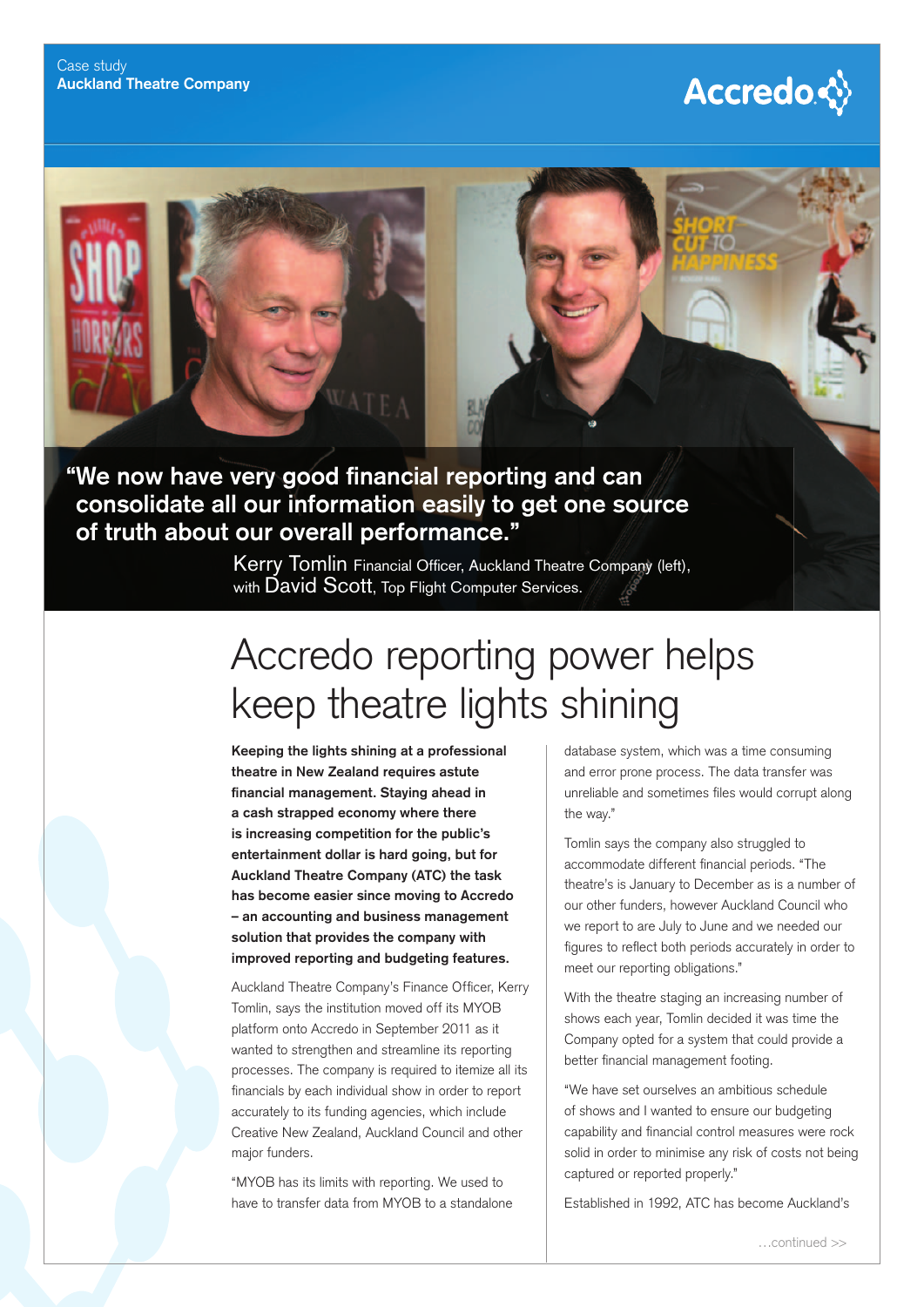Case study
**Auckland Theatre Company**

Accredo

**"We now have very good financial reporting and can consolidate all our information easily to get one source of truth about our overall performance."**

Kerry Tomlin Financial Officer, Auckland Theatre Company (left), with David Scott, Top Flight Computer Services.

# Accredo reporting power helps keep theatre lights shining

**Keeping the lights shining at a professional theatre in New Zealand requires astute financial management. Staying ahead in a cash strapped economy where there is increasing competition for the public's entertainment dollar is hard going, but for Auckland Theatre Company (ATC) the task has become easier since moving to Accredo – an accounting and business management solution that provides the company with improved reporting and budgeting features.**

Auckland Theatre Company's Finance Officer, Kerry Tomlin, says the institution moved off its MYOB platform onto Accredo in September 2011 as it wanted to strengthen and streamline its reporting processes. The company is required to itemize all its financials by each individual show in order to report accurately to its funding agencies, which include Creative New Zealand, Auckland Council and other major funders.

"MYOB has its limits with reporting. We used to have to transfer data from MYOB to a standalone database system, which was a time consuming and error prone process. The data transfer was unreliable and sometimes files would corrupt along the way."

Tomlin says the company also struggled to accommodate different financial periods. "The theatre's is January to December as is a number of our other funders, however Auckland Council who we report to are July to June and we needed our figures to reflect both periods accurately in order to meet our reporting obligations."

With the theatre staging an increasing number of shows each year, Tomlin decided it was time the Company opted for a system that could provide a better financial management footing.

"We have set ourselves an ambitious schedule of shows and I wanted to ensure our budgeting capability and financial control measures were rock solid in order to minimise any risk of costs not being captured or reported properly."

Established in 1992, ATC has become Auckland's

…continued >>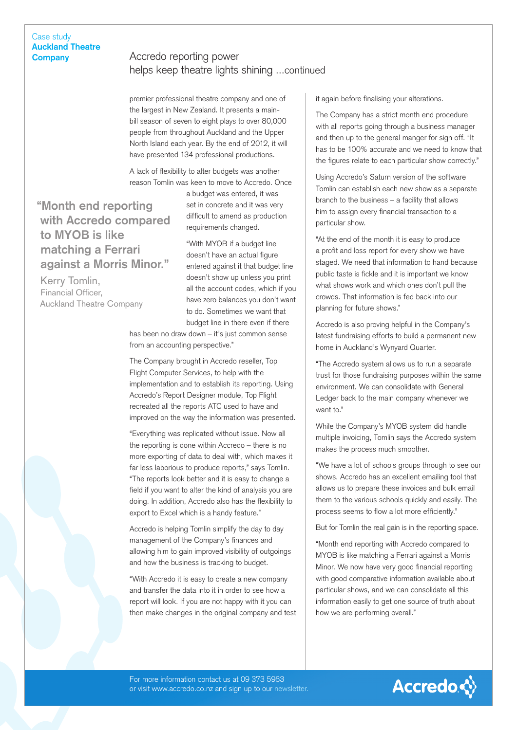Case study
**Auckland Theatre Company**

# Accredo reporting power helps keep theatre lights shining ...continued

premier professional theatre company and one of the largest in New Zealand. It presents a main-bill season of seven to eight plays to over 80,000 people from throughout Auckland and the Upper North Island each year. By the end of 2012, it will have presented 134 professional productions.

A lack of flexibility to alter budgets was another reason Tomlin was keen to move to Accredo. Once a budget was entered, it was set in concrete and it was very difficult to amend as production requirements changed.

> **"Month end reporting with Accredo compared to MYOB is like matching a Ferrari against a Morris Minor."**
>
> Kerry Tomlin,
> Financial Officer,
> Auckland Theatre Company

"With MYOB if a budget line doesn't have an actual figure entered against it that budget line doesn't show up unless you print all the account codes, which if you have zero balances you don't want to do. Sometimes we want that budget line in there even if there has been no draw down – it's just common sense from an accounting perspective."

The Company brought in Accredo reseller, Top Flight Computer Services, to help with the implementation and to establish its reporting. Using Accredo's Report Designer module, Top Flight recreated all the reports ATC used to have and improved on the way the information was presented.

"Everything was replicated without issue. Now all the reporting is done within Accredo – there is no more exporting of data to deal with, which makes it far less laborious to produce reports," says Tomlin. "The reports look better and it is easy to change a field if you want to alter the kind of analysis you are doing. In addition, Accredo also has the flexibility to export to Excel which is a handy feature."

Accredo is helping Tomlin simplify the day to day management of the Company's finances and allowing him to gain improved visibility of outgoings and how the business is tracking to budget.

"With Accredo it is easy to create a new company and transfer the data into it in order to see how a report will look. If you are not happy with it you can then make changes in the original company and test it again before finalising your alterations.

The Company has a strict month end procedure with all reports going through a business manager and then up to the general manger for sign off. "It has to be 100% accurate and we need to know that the figures relate to each particular show correctly."

Using Accredo's Saturn version of the software Tomlin can establish each new show as a separate branch to the business – a facility that allows him to assign every financial transaction to a particular show.

"At the end of the month it is easy to produce a profit and loss report for every show we have staged. We need that information to hand because public taste is fickle and it is important we know what shows work and which ones don't pull the crowds. That information is fed back into our planning for future shows."

Accredo is also proving helpful in the Company's latest fundraising efforts to build a permanent new home in Auckland's Wynyard Quarter.

"The Accredo system allows us to run a separate trust for those fundraising purposes within the same environment. We can consolidate with General Ledger back to the main company whenever we want to."

While the Company's MYOB system did handle multiple invoicing, Tomlin says the Accredo system makes the process much smoother.

"We have a lot of schools groups through to see our shows. Accredo has an excellent emailing tool that allows us to prepare these invoices and bulk email them to the various schools quickly and easily. The process seems to flow a lot more efficiently."

But for Tomlin the real gain is in the reporting space.

"Month end reporting with Accredo compared to MYOB is like matching a Ferrari against a Morris Minor. We now have very good financial reporting with good comparative information available about particular shows, and we can consolidate all this information easily to get one source of truth about how we are performing overall."

For more information contact us at 09 373 5963
or visit www.accredo.co.nz and sign up to our newsletter.

Accredo